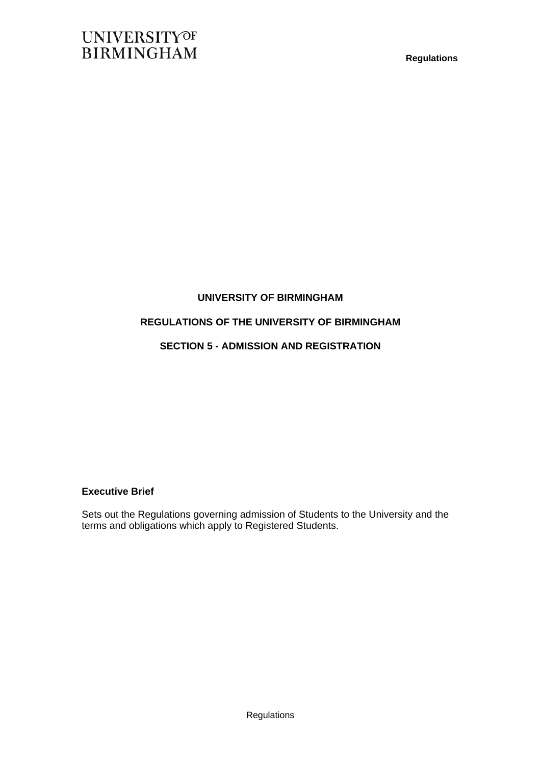# UNIVERSITY OF BIRMINGHAM

## REGULATIONS OF THE UNIVERSITY OF BIRMINGHAM

## SECTION 5 - ADMISSION AND REGISTRATION

**Executive Brief**

Sets out the Regulations governing admission of Students to the University and the terms and obligations which apply to Registered Students.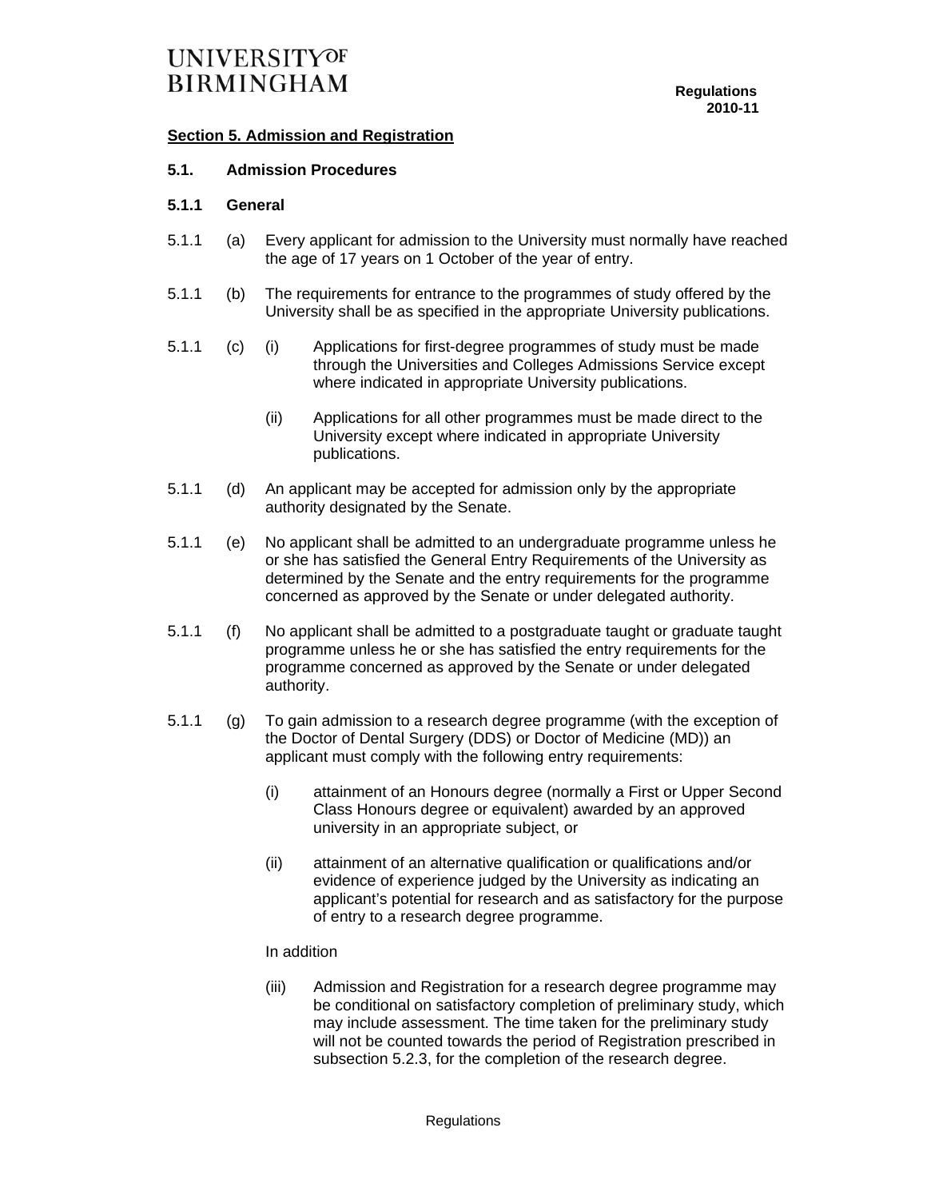## Section 5. Admission and Registration

### 5.1. Admission Procedures

### 5.1.1 General

5.1.1 (a) Every applicant for admission to the University must normally have reached the age of 17 years on 1 October of the year of entry.

5.1.1 (b) The requirements for entrance to the programmes of study offered by the University shall be as specified in the appropriate University publications.

5.1.1 (c) (i) Applications for first-degree programmes of study must be made through the Universities and Colleges Admissions Service except where indicated in appropriate University publications.

(ii) Applications for all other programmes must be made direct to the University except where indicated in appropriate University publications.

5.1.1 (d) An applicant may be accepted for admission only by the appropriate authority designated by the Senate.

5.1.1 (e) No applicant shall be admitted to an undergraduate programme unless he or she has satisfied the General Entry Requirements of the University as determined by the Senate and the entry requirements for the programme concerned as approved by the Senate or under delegated authority.

5.1.1 (f) No applicant shall be admitted to a postgraduate taught or graduate taught programme unless he or she has satisfied the entry requirements for the programme concerned as approved by the Senate or under delegated authority.

5.1.1 (g) To gain admission to a research degree programme (with the exception of the Doctor of Dental Surgery (DDS) or Doctor of Medicine (MD)) an applicant must comply with the following entry requirements:

(i) attainment of an Honours degree (normally a First or Upper Second Class Honours degree or equivalent) awarded by an approved university in an appropriate subject, or

(ii) attainment of an alternative qualification or qualifications and/or evidence of experience judged by the University as indicating an applicant's potential for research and as satisfactory for the purpose of entry to a research degree programme.

In addition

(iii) Admission and Registration for a research degree programme may be conditional on satisfactory completion of preliminary study, which may include assessment. The time taken for the preliminary study will not be counted towards the period of Registration prescribed in subsection 5.2.3, for the completion of the research degree.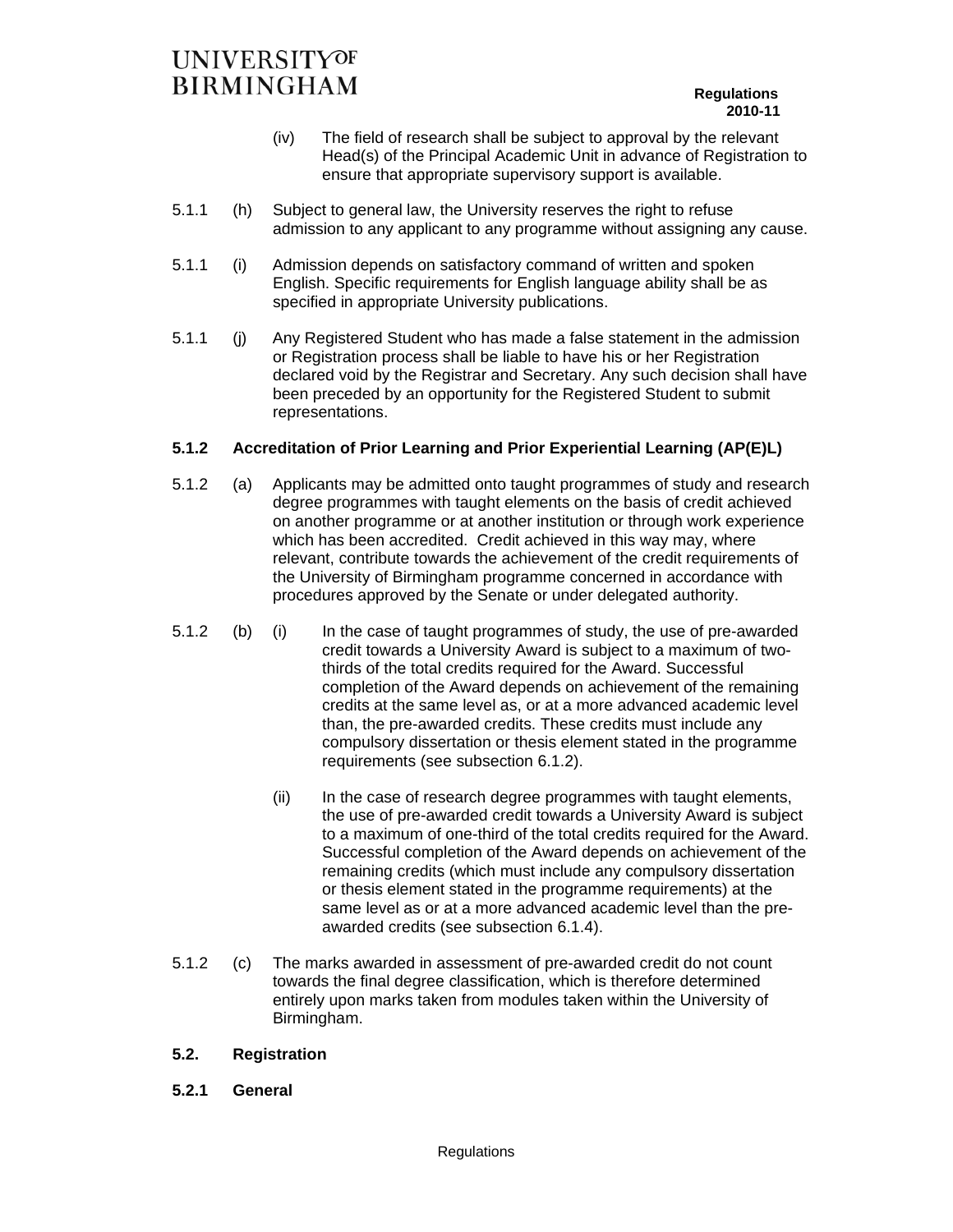(iv) The field of research shall be subject to approval by the relevant Head(s) of the Principal Academic Unit in advance of Registration to ensure that appropriate supervisory support is available.

5.1.1 (h) Subject to general law, the University reserves the right to refuse admission to any applicant to any programme without assigning any cause.

5.1.1 (i) Admission depends on satisfactory command of written and spoken English. Specific requirements for English language ability shall be as specified in appropriate University publications.

5.1.1 (j) Any Registered Student who has made a false statement in the admission or Registration process shall be liable to have his or her Registration declared void by the Registrar and Secretary. Any such decision shall have been preceded by an opportunity for the Registered Student to submit representations.

### 5.1.2 Accreditation of Prior Learning and Prior Experiential Learning (AP(E)L)

5.1.2 (a) Applicants may be admitted onto taught programmes of study and research degree programmes with taught elements on the basis of credit achieved on another programme or at another institution or through work experience which has been accredited. Credit achieved in this way may, where relevant, contribute towards the achievement of the credit requirements of the University of Birmingham programme concerned in accordance with procedures approved by the Senate or under delegated authority.

5.1.2 (b) (i) In the case of taught programmes of study, the use of pre-awarded credit towards a University Award is subject to a maximum of two-thirds of the total credits required for the Award. Successful completion of the Award depends on achievement of the remaining credits at the same level as, or at a more advanced academic level than, the pre-awarded credits. These credits must include any compulsory dissertation or thesis element stated in the programme requirements (see subsection 6.1.2).

(ii) In the case of research degree programmes with taught elements, the use of pre-awarded credit towards a University Award is subject to a maximum of one-third of the total credits required for the Award. Successful completion of the Award depends on achievement of the remaining credits (which must include any compulsory dissertation or thesis element stated in the programme requirements) at the same level as or at a more advanced academic level than the pre-awarded credits (see subsection 6.1.4).

5.1.2 (c) The marks awarded in assessment of pre-awarded credit do not count towards the final degree classification, which is therefore determined entirely upon marks taken from modules taken within the University of Birmingham.

## 5.2. Registration

### 5.2.1 General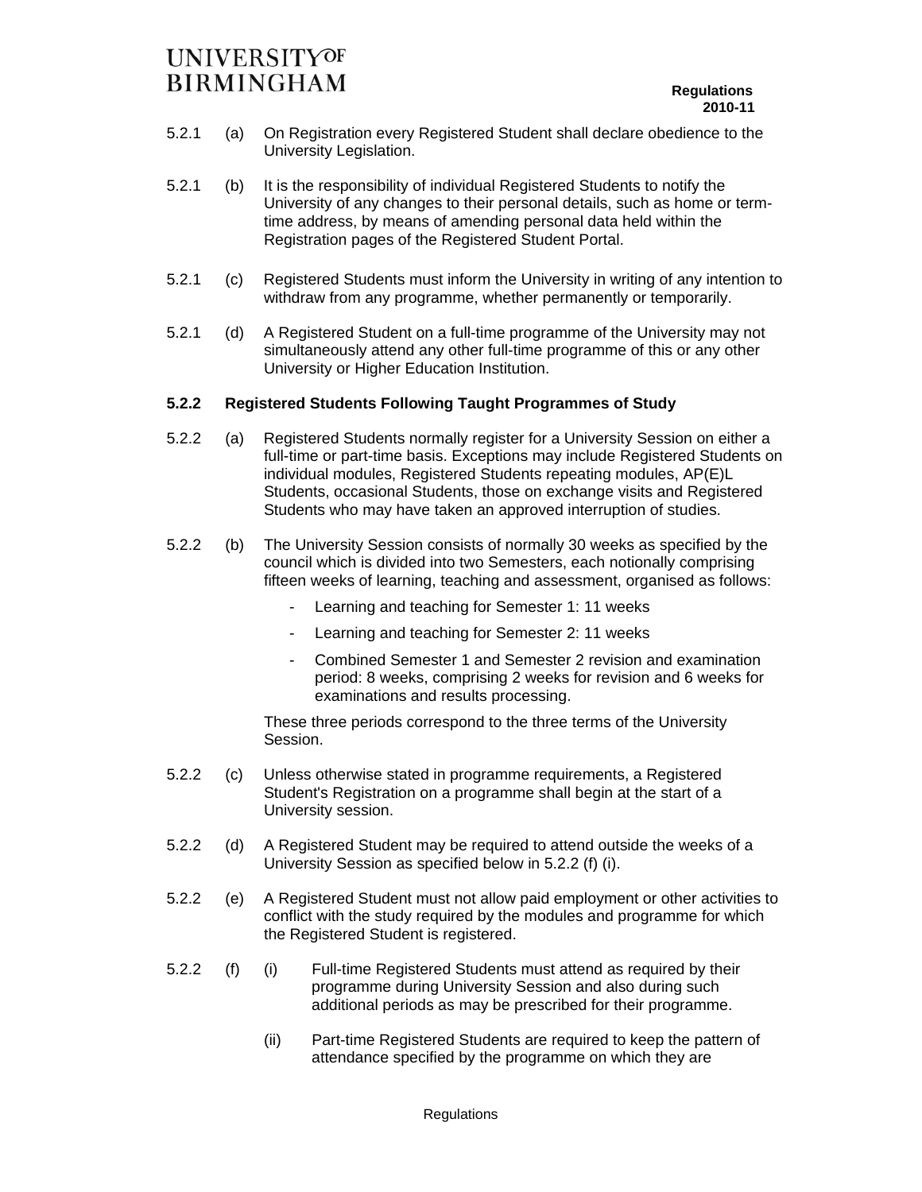5.2.1 (a) On Registration every Registered Student shall declare obedience to the University Legislation.

5.2.1 (b) It is the responsibility of individual Registered Students to notify the University of any changes to their personal details, such as home or term-time address, by means of amending personal data held within the Registration pages of the Registered Student Portal.

5.2.1 (c) Registered Students must inform the University in writing of any intention to withdraw from any programme, whether permanently or temporarily.

5.2.1 (d) A Registered Student on a full-time programme of the University may not simultaneously attend any other full-time programme of this or any other University or Higher Education Institution.

**5.2.2 Registered Students Following Taught Programmes of Study**

5.2.2 (a) Registered Students normally register for a University Session on either a full-time or part-time basis. Exceptions may include Registered Students on individual modules, Registered Students repeating modules, AP(E)L Students, occasional Students, those on exchange visits and Registered Students who may have taken an approved interruption of studies.

5.2.2 (b) The University Session consists of normally 30 weeks as specified by the council which is divided into two Semesters, each notionally comprising fifteen weeks of learning, teaching and assessment, organised as follows:

- Learning and teaching for Semester 1: 11 weeks
- Learning and teaching for Semester 2: 11 weeks
- Combined Semester 1 and Semester 2 revision and examination period: 8 weeks, comprising 2 weeks for revision and 6 weeks for examinations and results processing.

These three periods correspond to the three terms of the University Session.

5.2.2 (c) Unless otherwise stated in programme requirements, a Registered Student's Registration on a programme shall begin at the start of a University session.

5.2.2 (d) A Registered Student may be required to attend outside the weeks of a University Session as specified below in 5.2.2 (f) (i).

5.2.2 (e) A Registered Student must not allow paid employment or other activities to conflict with the study required by the modules and programme for which the Registered Student is registered.

5.2.2 (f) (i) Full-time Registered Students must attend as required by their programme during University Session and also during such additional periods as may be prescribed for their programme.

(ii) Part-time Registered Students are required to keep the pattern of attendance specified by the programme on which they are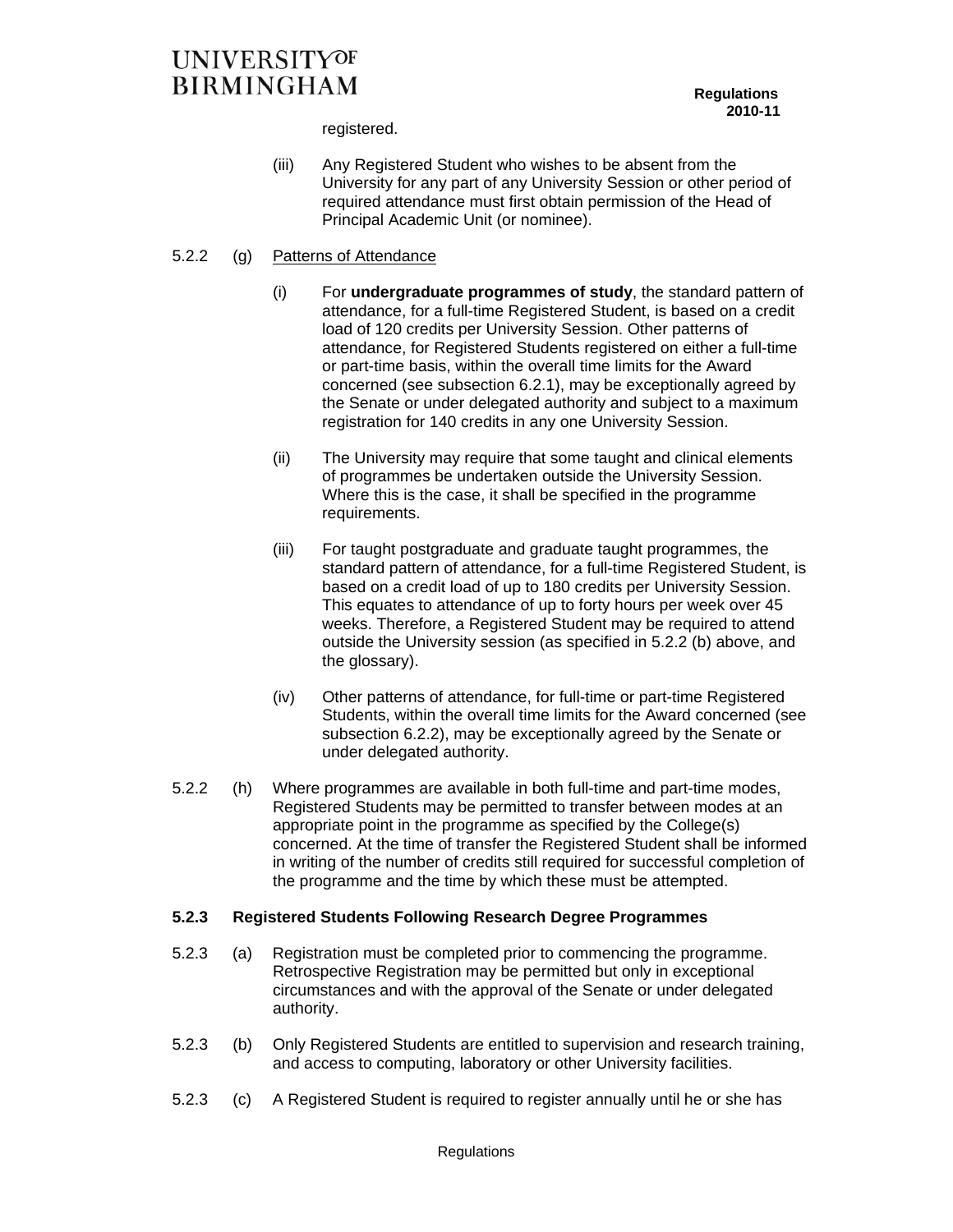registered.

(iii) Any Registered Student who wishes to be absent from the University for any part of any University Session or other period of required attendance must first obtain permission of the Head of Principal Academic Unit (or nominee).

5.2.2 (g) Patterns of Attendance

(i) For **undergraduate programmes of study**, the standard pattern of attendance, for a full-time Registered Student, is based on a credit load of 120 credits per University Session. Other patterns of attendance, for Registered Students registered on either a full-time or part-time basis, within the overall time limits for the Award concerned (see subsection 6.2.1), may be exceptionally agreed by the Senate or under delegated authority and subject to a maximum registration for 140 credits in any one University Session.

(ii) The University may require that some taught and clinical elements of programmes be undertaken outside the University Session. Where this is the case, it shall be specified in the programme requirements.

(iii) For taught postgraduate and graduate taught programmes, the standard pattern of attendance, for a full-time Registered Student, is based on a credit load of up to 180 credits per University Session. This equates to attendance of up to forty hours per week over 45 weeks. Therefore, a Registered Student may be required to attend outside the University session (as specified in 5.2.2 (b) above, and the glossary).

(iv) Other patterns of attendance, for full-time or part-time Registered Students, within the overall time limits for the Award concerned (see subsection 6.2.2), may be exceptionally agreed by the Senate or under delegated authority.

5.2.2 (h) Where programmes are available in both full-time and part-time modes, Registered Students may be permitted to transfer between modes at an appropriate point in the programme as specified by the College(s) concerned. At the time of transfer the Registered Student shall be informed in writing of the number of credits still required for successful completion of the programme and the time by which these must be attempted.

### 5.2.3 Registered Students Following Research Degree Programmes

5.2.3 (a) Registration must be completed prior to commencing the programme. Retrospective Registration may be permitted but only in exceptional circumstances and with the approval of the Senate or under delegated authority.

5.2.3 (b) Only Registered Students are entitled to supervision and research training, and access to computing, laboratory or other University facilities.

5.2.3 (c) A Registered Student is required to register annually until he or she has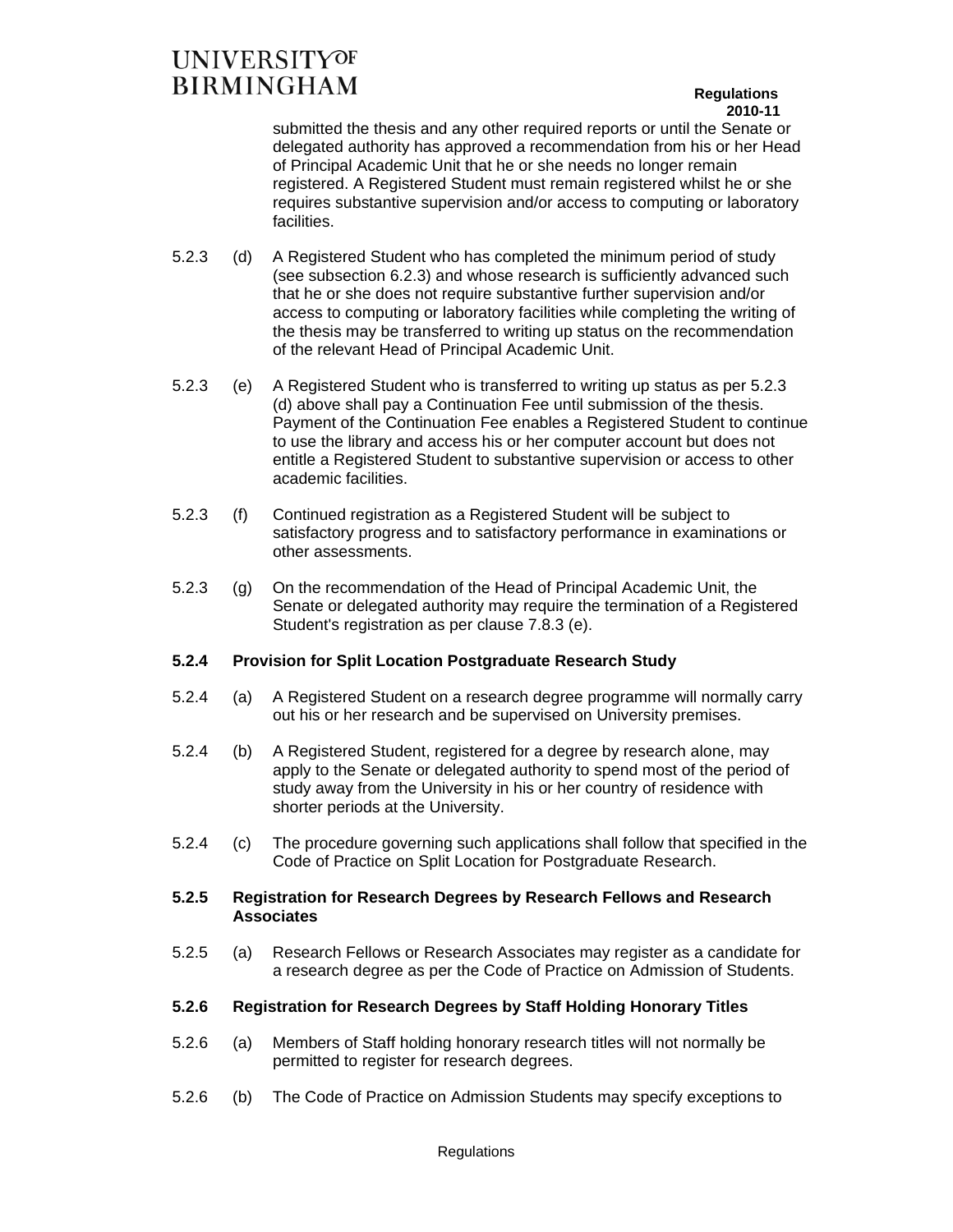submitted the thesis and any other required reports or until the Senate or delegated authority has approved a recommendation from his or her Head of Principal Academic Unit that he or she needs no longer remain registered. A Registered Student must remain registered whilst he or she requires substantive supervision and/or access to computing or laboratory facilities.

5.2.3 (d) A Registered Student who has completed the minimum period of study (see subsection 6.2.3) and whose research is sufficiently advanced such that he or she does not require substantive further supervision and/or access to computing or laboratory facilities while completing the writing of the thesis may be transferred to writing up status on the recommendation of the relevant Head of Principal Academic Unit.

5.2.3 (e) A Registered Student who is transferred to writing up status as per 5.2.3 (d) above shall pay a Continuation Fee until submission of the thesis. Payment of the Continuation Fee enables a Registered Student to continue to use the library and access his or her computer account but does not entitle a Registered Student to substantive supervision or access to other academic facilities.

5.2.3 (f) Continued registration as a Registered Student will be subject to satisfactory progress and to satisfactory performance in examinations or other assessments.

5.2.3 (g) On the recommendation of the Head of Principal Academic Unit, the Senate or delegated authority may require the termination of a Registered Student's registration as per clause 7.8.3 (e).

**5.2.4 Provision for Split Location Postgraduate Research Study**

5.2.4 (a) A Registered Student on a research degree programme will normally carry out his or her research and be supervised on University premises.

5.2.4 (b) A Registered Student, registered for a degree by research alone, may apply to the Senate or delegated authority to spend most of the period of study away from the University in his or her country of residence with shorter periods at the University.

5.2.4 (c) The procedure governing such applications shall follow that specified in the Code of Practice on Split Location for Postgraduate Research.

**5.2.5 Registration for Research Degrees by Research Fellows and Research Associates**

5.2.5 (a) Research Fellows or Research Associates may register as a candidate for a research degree as per the Code of Practice on Admission of Students.

**5.2.6 Registration for Research Degrees by Staff Holding Honorary Titles**

5.2.6 (a) Members of Staff holding honorary research titles will not normally be permitted to register for research degrees.

5.2.6 (b) The Code of Practice on Admission Students may specify exceptions to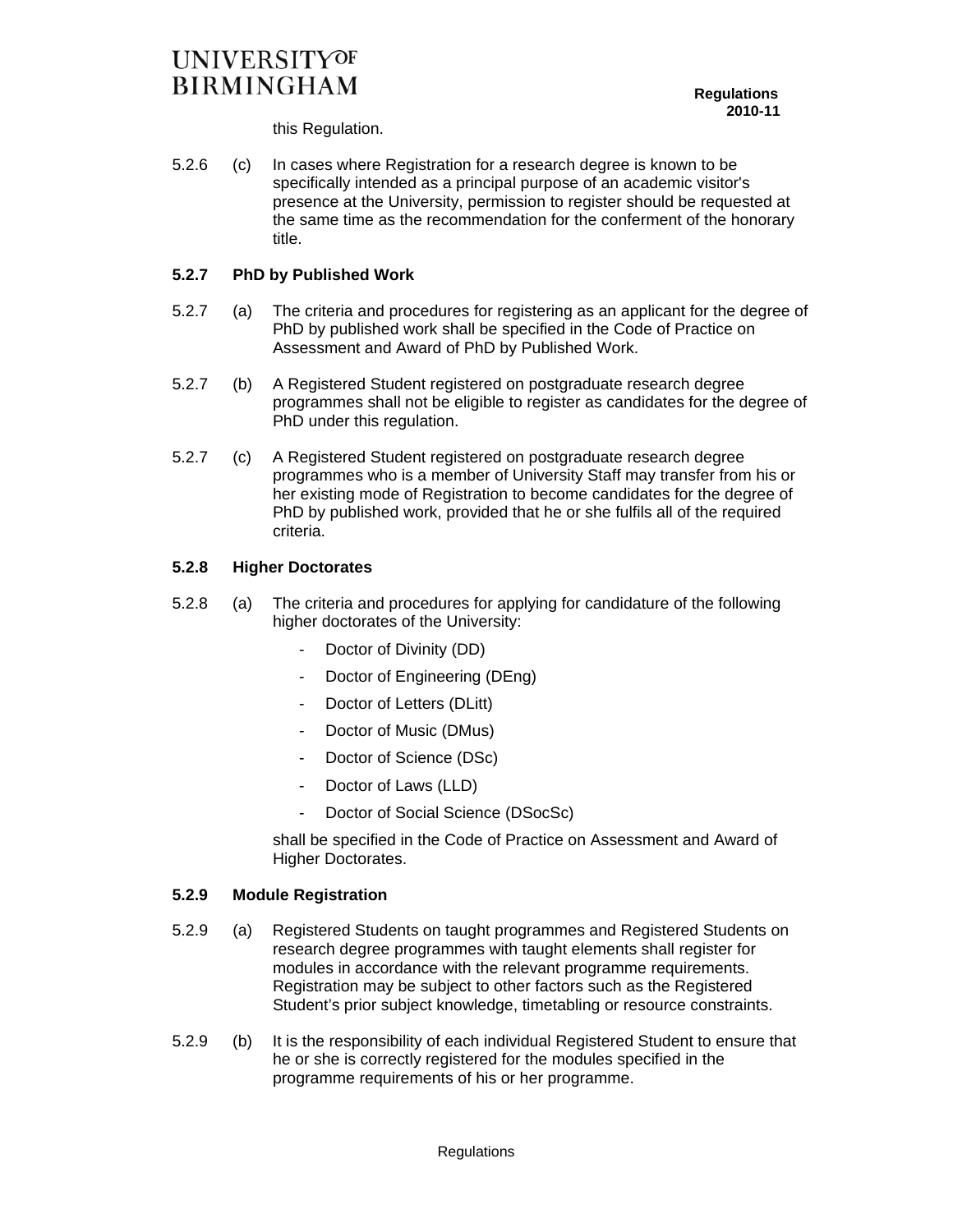this Regulation.

5.2.6 (c) In cases where Registration for a research degree is known to be specifically intended as a principal purpose of an academic visitor's presence at the University, permission to register should be requested at the same time as the recommendation for the conferment of the honorary title.

### 5.2.7 PhD by Published Work

5.2.7 (a) The criteria and procedures for registering as an applicant for the degree of PhD by published work shall be specified in the Code of Practice on Assessment and Award of PhD by Published Work.

5.2.7 (b) A Registered Student registered on postgraduate research degree programmes shall not be eligible to register as candidates for the degree of PhD under this regulation.

5.2.7 (c) A Registered Student registered on postgraduate research degree programmes who is a member of University Staff may transfer from his or her existing mode of Registration to become candidates for the degree of PhD by published work, provided that he or she fulfils all of the required criteria.

### 5.2.8 Higher Doctorates

5.2.8 (a) The criteria and procedures for applying for candidature of the following higher doctorates of the University:

- Doctor of Divinity (DD)
- Doctor of Engineering (DEng)
- Doctor of Letters (DLitt)
- Doctor of Music (DMus)
- Doctor of Science (DSc)
- Doctor of Laws (LLD)
- Doctor of Social Science (DSocSc)

shall be specified in the Code of Practice on Assessment and Award of Higher Doctorates.

### 5.2.9 Module Registration

5.2.9 (a) Registered Students on taught programmes and Registered Students on research degree programmes with taught elements shall register for modules in accordance with the relevant programme requirements. Registration may be subject to other factors such as the Registered Student's prior subject knowledge, timetabling or resource constraints.

5.2.9 (b) It is the responsibility of each individual Registered Student to ensure that he or she is correctly registered for the modules specified in the programme requirements of his or her programme.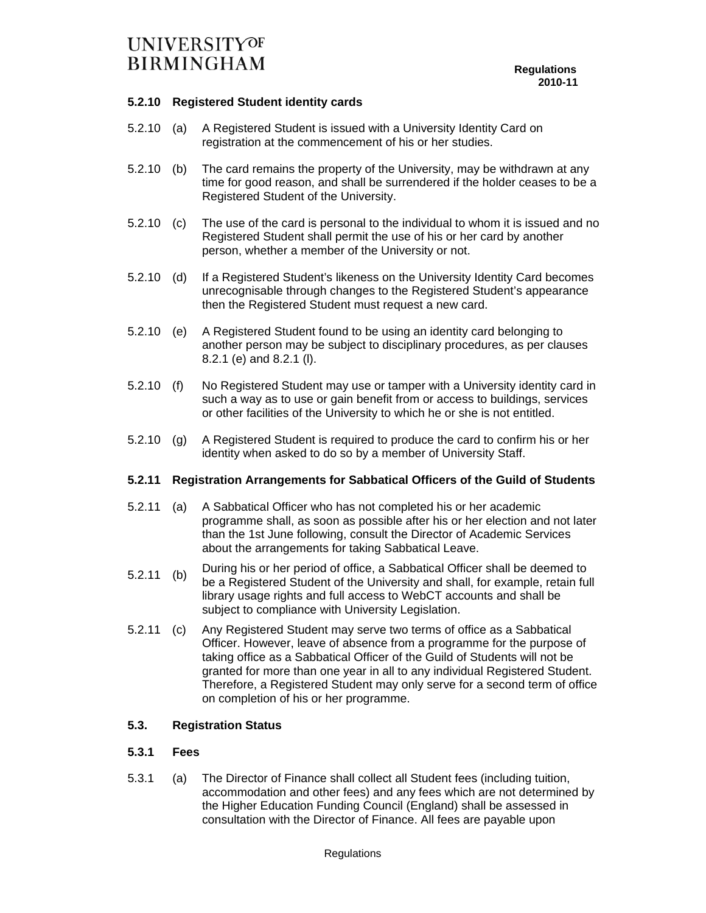### 5.2.10 Registered Student identity cards

5.2.10 (a) A Registered Student is issued with a University Identity Card on registration at the commencement of his or her studies.

5.2.10 (b) The card remains the property of the University, may be withdrawn at any time for good reason, and shall be surrendered if the holder ceases to be a Registered Student of the University.

5.2.10 (c) The use of the card is personal to the individual to whom it is issued and no Registered Student shall permit the use of his or her card by another person, whether a member of the University or not.

5.2.10 (d) If a Registered Student's likeness on the University Identity Card becomes unrecognisable through changes to the Registered Student's appearance then the Registered Student must request a new card.

5.2.10 (e) A Registered Student found to be using an identity card belonging to another person may be subject to disciplinary procedures, as per clauses 8.2.1 (e) and 8.2.1 (l).

5.2.10 (f) No Registered Student may use or tamper with a University identity card in such a way as to use or gain benefit from or access to buildings, services or other facilities of the University to which he or she is not entitled.

5.2.10 (g) A Registered Student is required to produce the card to confirm his or her identity when asked to do so by a member of University Staff.

### 5.2.11 Registration Arrangements for Sabbatical Officers of the Guild of Students

5.2.11 (a) A Sabbatical Officer who has not completed his or her academic programme shall, as soon as possible after his or her election and not later than the 1st June following, consult the Director of Academic Services about the arrangements for taking Sabbatical Leave.

5.2.11 (b) During his or her period of office, a Sabbatical Officer shall be deemed to be a Registered Student of the University and shall, for example, retain full library usage rights and full access to WebCT accounts and shall be subject to compliance with University Legislation.

5.2.11 (c) Any Registered Student may serve two terms of office as a Sabbatical Officer. However, leave of absence from a programme for the purpose of taking office as a Sabbatical Officer of the Guild of Students will not be granted for more than one year in all to any individual Registered Student. Therefore, a Registered Student may only serve for a second term of office on completion of his or her programme.

## 5.3. Registration Status

### 5.3.1 Fees

5.3.1 (a) The Director of Finance shall collect all Student fees (including tuition, accommodation and other fees) and any fees which are not determined by the Higher Education Funding Council (England) shall be assessed in consultation with the Director of Finance. All fees are payable upon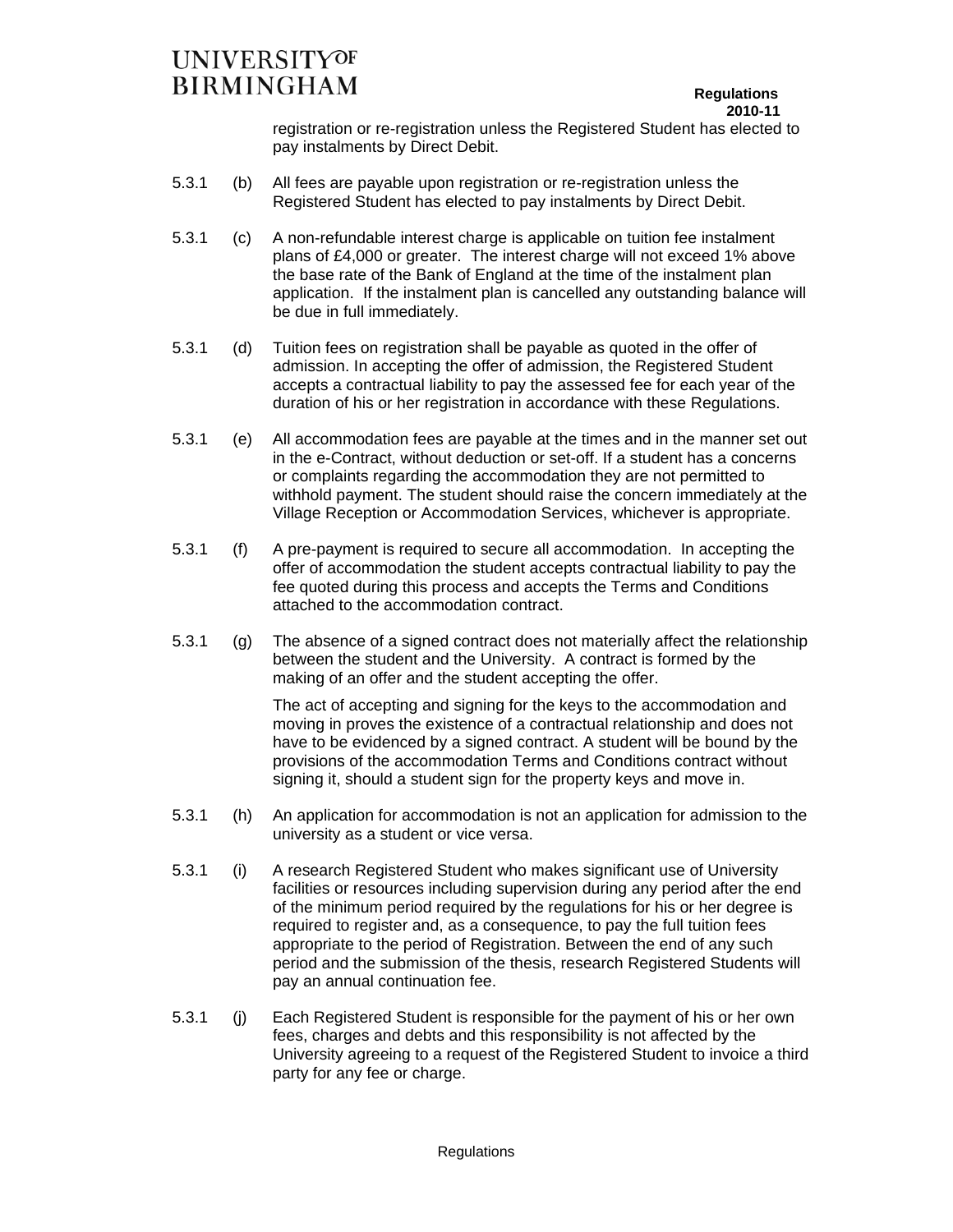registration or re-registration unless the Registered Student has elected to pay instalments by Direct Debit.

5.3.1 (b) All fees are payable upon registration or re-registration unless the Registered Student has elected to pay instalments by Direct Debit.

5.3.1 (c) A non-refundable interest charge is applicable on tuition fee instalment plans of £4,000 or greater. The interest charge will not exceed 1% above the base rate of the Bank of England at the time of the instalment plan application. If the instalment plan is cancelled any outstanding balance will be due in full immediately.

5.3.1 (d) Tuition fees on registration shall be payable as quoted in the offer of admission. In accepting the offer of admission, the Registered Student accepts a contractual liability to pay the assessed fee for each year of the duration of his or her registration in accordance with these Regulations.

5.3.1 (e) All accommodation fees are payable at the times and in the manner set out in the e-Contract, without deduction or set-off. If a student has a concerns or complaints regarding the accommodation they are not permitted to withhold payment. The student should raise the concern immediately at the Village Reception or Accommodation Services, whichever is appropriate.

5.3.1 (f) A pre-payment is required to secure all accommodation. In accepting the offer of accommodation the student accepts contractual liability to pay the fee quoted during this process and accepts the Terms and Conditions attached to the accommodation contract.

5.3.1 (g) The absence of a signed contract does not materially affect the relationship between the student and the University. A contract is formed by the making of an offer and the student accepting the offer.

The act of accepting and signing for the keys to the accommodation and moving in proves the existence of a contractual relationship and does not have to be evidenced by a signed contract. A student will be bound by the provisions of the accommodation Terms and Conditions contract without signing it, should a student sign for the property keys and move in.

5.3.1 (h) An application for accommodation is not an application for admission to the university as a student or vice versa.

5.3.1 (i) A research Registered Student who makes significant use of University facilities or resources including supervision during any period after the end of the minimum period required by the regulations for his or her degree is required to register and, as a consequence, to pay the full tuition fees appropriate to the period of Registration. Between the end of any such period and the submission of the thesis, research Registered Students will pay an annual continuation fee.

5.3.1 (j) Each Registered Student is responsible for the payment of his or her own fees, charges and debts and this responsibility is not affected by the University agreeing to a request of the Registered Student to invoice a third party for any fee or charge.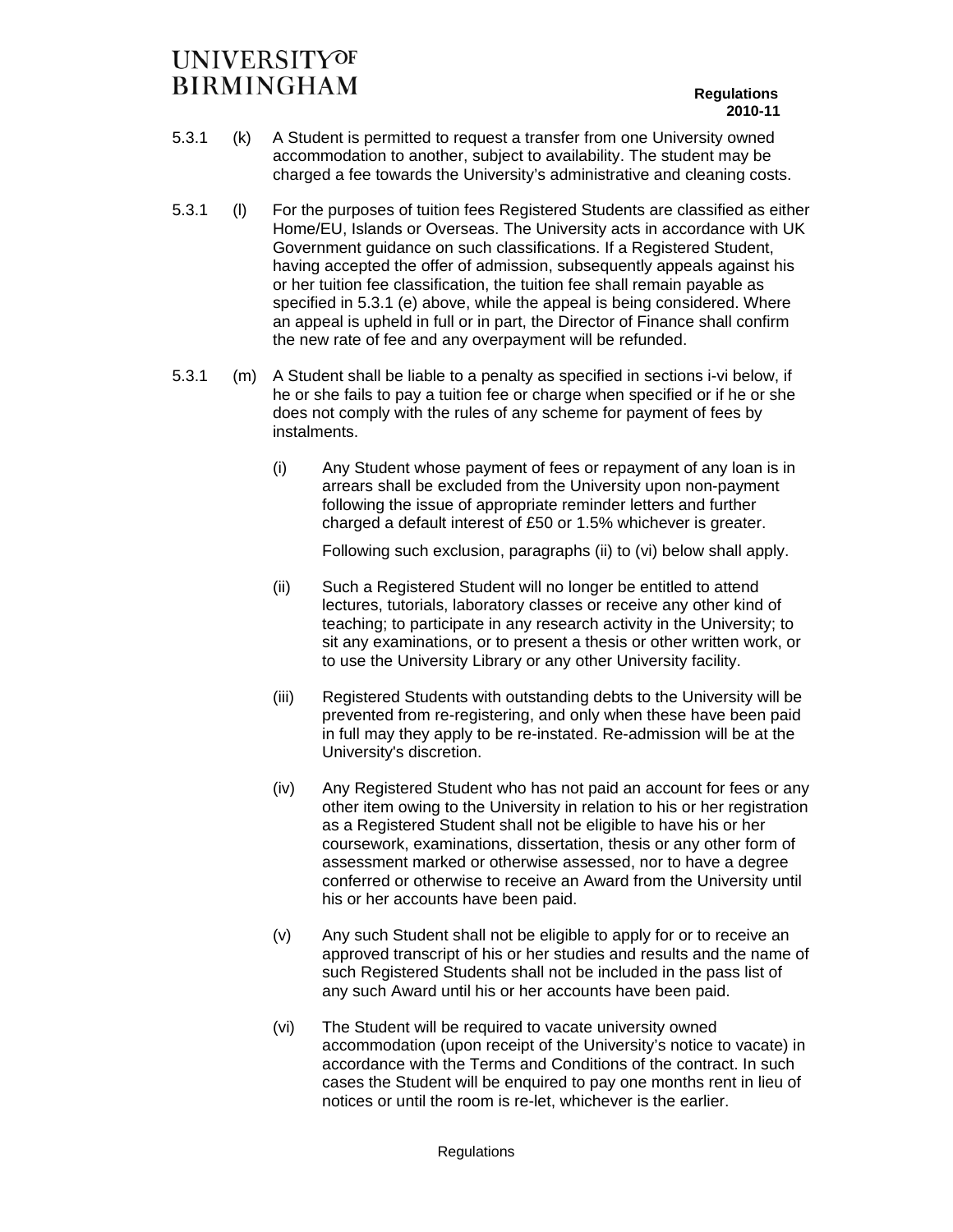5.3.1 (k) A Student is permitted to request a transfer from one University owned accommodation to another, subject to availability. The student may be charged a fee towards the University's administrative and cleaning costs.

5.3.1 (l) For the purposes of tuition fees Registered Students are classified as either Home/EU, Islands or Overseas. The University acts in accordance with UK Government guidance on such classifications. If a Registered Student, having accepted the offer of admission, subsequently appeals against his or her tuition fee classification, the tuition fee shall remain payable as specified in 5.3.1 (e) above, while the appeal is being considered. Where an appeal is upheld in full or in part, the Director of Finance shall confirm the new rate of fee and any overpayment will be refunded.

5.3.1 (m) A Student shall be liable to a penalty as specified in sections i-vi below, if he or she fails to pay a tuition fee or charge when specified or if he or she does not comply with the rules of any scheme for payment of fees by instalments.

(i) Any Student whose payment of fees or repayment of any loan is in arrears shall be excluded from the University upon non-payment following the issue of appropriate reminder letters and further charged a default interest of £50 or 1.5% whichever is greater.

Following such exclusion, paragraphs (ii) to (vi) below shall apply.

(ii) Such a Registered Student will no longer be entitled to attend lectures, tutorials, laboratory classes or receive any other kind of teaching; to participate in any research activity in the University; to sit any examinations, or to present a thesis or other written work, or to use the University Library or any other University facility.

(iii) Registered Students with outstanding debts to the University will be prevented from re-registering, and only when these have been paid in full may they apply to be re-instated. Re-admission will be at the University's discretion.

(iv) Any Registered Student who has not paid an account for fees or any other item owing to the University in relation to his or her registration as a Registered Student shall not be eligible to have his or her coursework, examinations, dissertation, thesis or any other form of assessment marked or otherwise assessed, nor to have a degree conferred or otherwise to receive an Award from the University until his or her accounts have been paid.

(v) Any such Student shall not be eligible to apply for or to receive an approved transcript of his or her studies and results and the name of such Registered Students shall not be included in the pass list of any such Award until his or her accounts have been paid.

(vi) The Student will be required to vacate university owned accommodation (upon receipt of the University's notice to vacate) in accordance with the Terms and Conditions of the contract. In such cases the Student will be enquired to pay one months rent in lieu of notices or until the room is re-let, whichever is the earlier.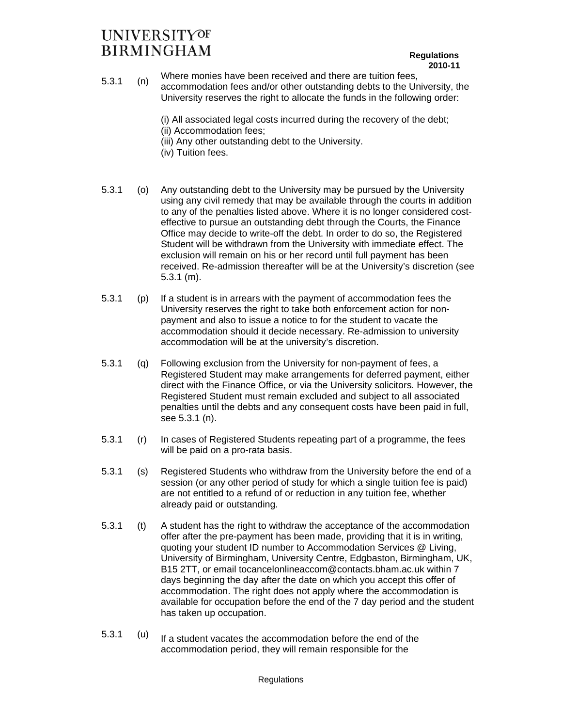5.3.1 (n) Where monies have been received and there are tuition fees, accommodation fees and/or other outstanding debts to the University, the University reserves the right to allocate the funds in the following order:

(i) All associated legal costs incurred during the recovery of the debt;
(ii) Accommodation fees;
(iii) Any other outstanding debt to the University.
(iv) Tuition fees.

5.3.1 (o) Any outstanding debt to the University may be pursued by the University using any civil remedy that may be available through the courts in addition to any of the penalties listed above. Where it is no longer considered cost-effective to pursue an outstanding debt through the Courts, the Finance Office may decide to write-off the debt. In order to do so, the Registered Student will be withdrawn from the University with immediate effect. The exclusion will remain on his or her record until full payment has been received. Re-admission thereafter will be at the University's discretion (see 5.3.1 (m).

5.3.1 (p) If a student is in arrears with the payment of accommodation fees the University reserves the right to take both enforcement action for non-payment and also to issue a notice to for the student to vacate the accommodation should it decide necessary. Re-admission to university accommodation will be at the university's discretion.

5.3.1 (q) Following exclusion from the University for non-payment of fees, a Registered Student may make arrangements for deferred payment, either direct with the Finance Office, or via the University solicitors. However, the Registered Student must remain excluded and subject to all associated penalties until the debts and any consequent costs have been paid in full, see 5.3.1 (n).

5.3.1 (r) In cases of Registered Students repeating part of a programme, the fees will be paid on a pro-rata basis.

5.3.1 (s) Registered Students who withdraw from the University before the end of a session (or any other period of study for which a single tuition fee is paid) are not entitled to a refund of or reduction in any tuition fee, whether already paid or outstanding.

5.3.1 (t) A student has the right to withdraw the acceptance of the accommodation offer after the pre-payment has been made, providing that it is in writing, quoting your student ID number to Accommodation Services @ Living, University of Birmingham, University Centre, Edgbaston, Birmingham, UK, B15 2TT, or email tocancelonlineaccom@contacts.bham.ac.uk within 7 days beginning the day after the date on which you accept this offer of accommodation. The right does not apply where the accommodation is available for occupation before the end of the 7 day period and the student has taken up occupation.

5.3.1 (u) If a student vacates the accommodation before the end of the accommodation period, they will remain responsible for the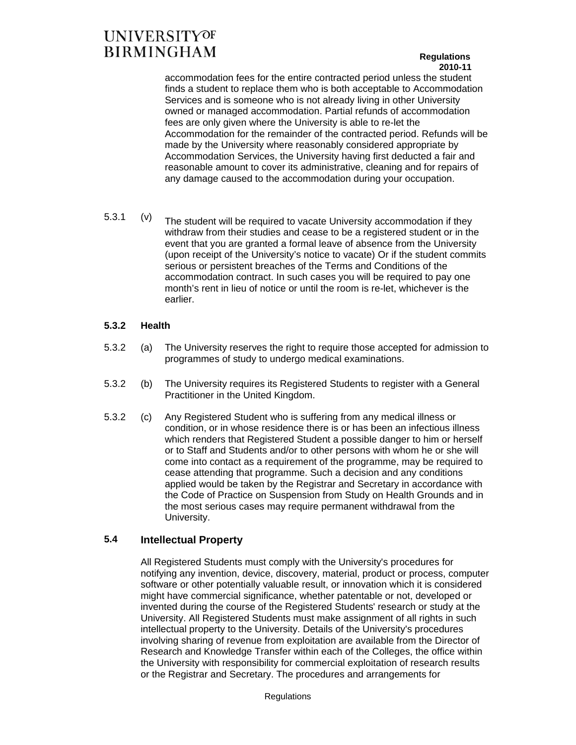accommodation fees for the entire contracted period unless the student finds a student to replace them who is both acceptable to Accommodation Services and is someone who is not already living in other University owned or managed accommodation. Partial refunds of accommodation fees are only given where the University is able to re-let the Accommodation for the remainder of the contracted period. Refunds will be made by the University where reasonably considered appropriate by Accommodation Services, the University having first deducted a fair and reasonable amount to cover its administrative, cleaning and for repairs of any damage caused to the accommodation during your occupation.

5.3.1 (v) The student will be required to vacate University accommodation if they withdraw from their studies and cease to be a registered student or in the event that you are granted a formal leave of absence from the University (upon receipt of the University's notice to vacate) Or if the student commits serious or persistent breaches of the Terms and Conditions of the accommodation contract. In such cases you will be required to pay one month's rent in lieu of notice or until the room is re-let, whichever is the earlier.

### 5.3.2 Health

5.3.2 (a) The University reserves the right to require those accepted for admission to programmes of study to undergo medical examinations.

5.3.2 (b) The University requires its Registered Students to register with a General Practitioner in the United Kingdom.

5.3.2 (c) Any Registered Student who is suffering from any medical illness or condition, or in whose residence there is or has been an infectious illness which renders that Registered Student a possible danger to him or herself or to Staff and Students and/or to other persons with whom he or she will come into contact as a requirement of the programme, may be required to cease attending that programme. Such a decision and any conditions applied would be taken by the Registrar and Secretary in accordance with the Code of Practice on Suspension from Study on Health Grounds and in the most serious cases may require permanent withdrawal from the University.

## 5.4 Intellectual Property

All Registered Students must comply with the University's procedures for notifying any invention, device, discovery, material, product or process, computer software or other potentially valuable result, or innovation which it is considered might have commercial significance, whether patentable or not, developed or invented during the course of the Registered Students' research or study at the University. All Registered Students must make assignment of all rights in such intellectual property to the University. Details of the University's procedures involving sharing of revenue from exploitation are available from the Director of Research and Knowledge Transfer within each of the Colleges, the office within the University with responsibility for commercial exploitation of research results or the Registrar and Secretary. The procedures and arrangements for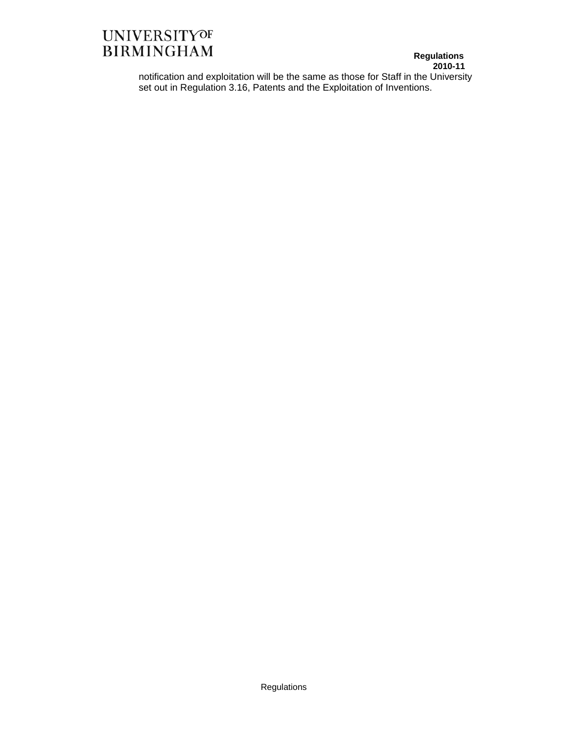notification and exploitation will be the same as those for Staff in the University set out in Regulation 3.16, Patents and the Exploitation of Inventions.